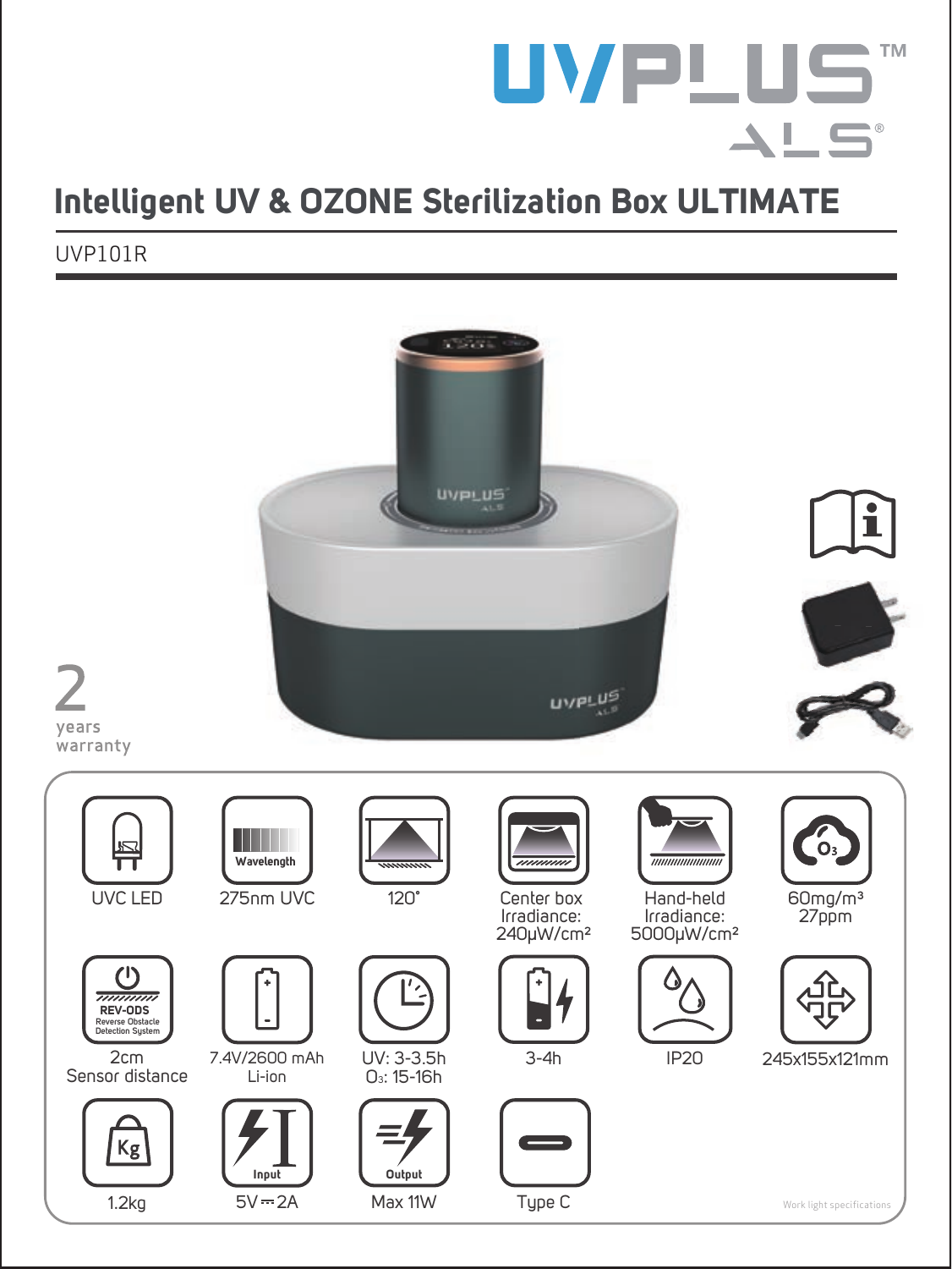UVPLUS™
ALS®

# Intelligent UV & OZONE Sterilization Box ULTIMATE

UVP101R

2 years warranty

| | | | | | |
|---|---|---|---|---|---|
| UVC LED | 275nm UVC | 120° | Center box Irradiance: 240μW/cm² | Hand-held Irradiance: 5000μW/cm² | 60mg/m³ 27ppm |
| REV-ODS Reverse Obstacle Detection System 2cm Sensor distance | 7.4V/2600 mAh Li-ion | UV: 3-3.5h $O_3$: 15-16h | 3-4h | IP20 | 245x155x121mm |
| 1.2kg | Input 5V ⎓ 2A | Output Max 11W | Type C | | |

Work light specifications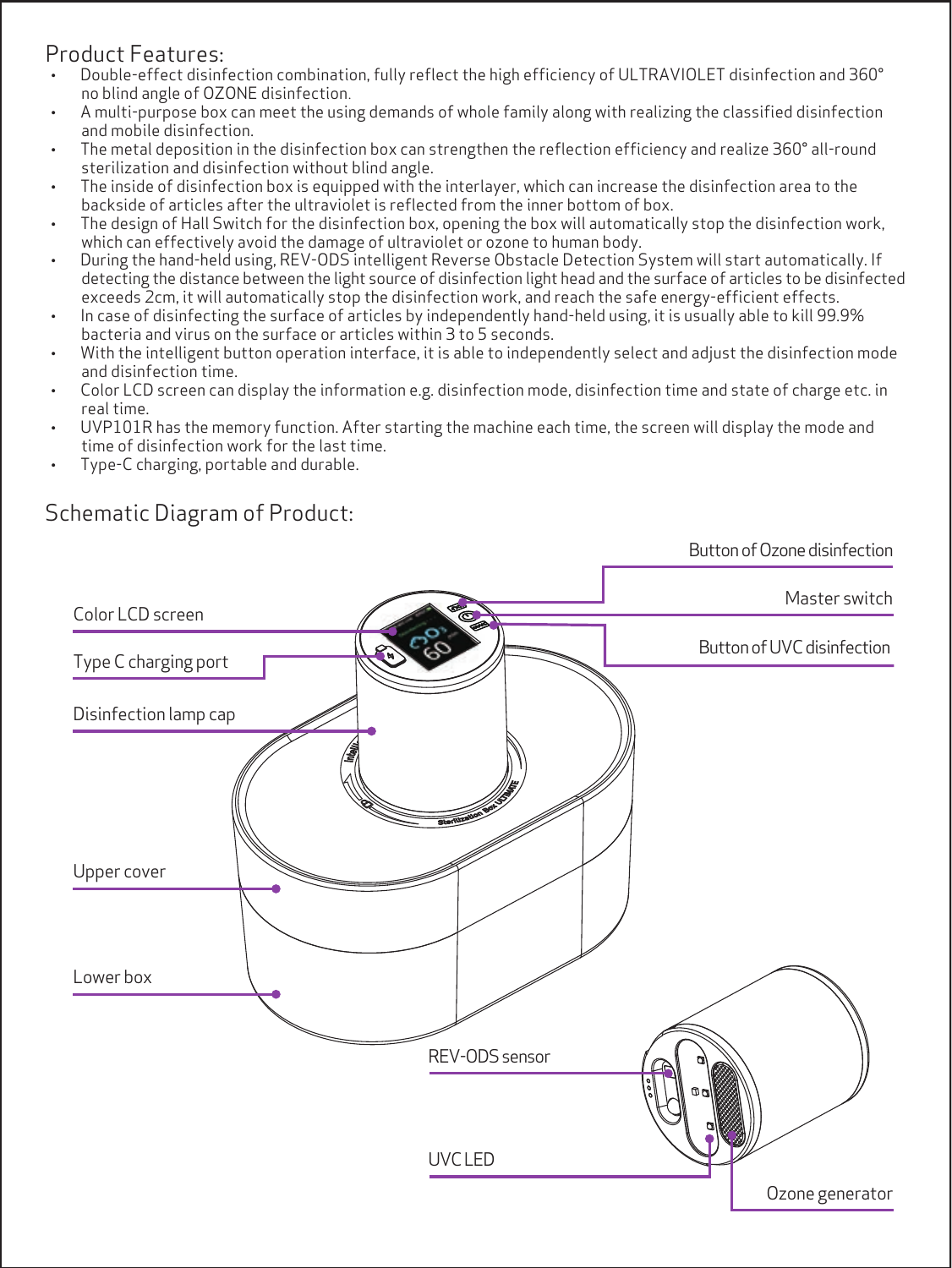## Product Features:

- Double-effect disinfection combination, fully reflect the high efficiency of ULTRAVIOLET disinfection and 360° no blind angle of OZONE disinfection.
- A multi-purpose box can meet the using demands of whole family along with realizing the classified disinfection and mobile disinfection.
- The metal deposition in the disinfection box can strengthen the reflection efficiency and realize 360° all-round sterilization and disinfection without blind angle.
- The inside of disinfection box is equipped with the interlayer, which can increase the disinfection area to the backside of articles after the ultraviolet is reflected from the inner bottom of box.
- The design of Hall Switch for the disinfection box, opening the box will automatically stop the disinfection work, which can effectively avoid the damage of ultraviolet or ozone to human body.
- During the hand-held using, REV-ODS intelligent Reverse Obstacle Detection System will start automatically. If detecting the distance between the light source of disinfection light head and the surface of articles to be disinfected exceeds 2cm, it will automatically stop the disinfection work, and reach the safe energy-efficient effects.
- In case of disinfecting the surface of articles by independently hand-held using, it is usually able to kill 99.9% bacteria and virus on the surface or articles within 3 to 5 seconds.
- With the intelligent button operation interface, it is able to independently select and adjust the disinfection mode and disinfection time.
- Color LCD screen can display the information e.g. disinfection mode, disinfection time and state of charge etc. in real time.
- UVP101R has the memory function. After starting the machine each time, the screen will display the mode and time of disinfection work for the last time.
- Type-C charging, portable and durable.

## Schematic Diagram of Product:

Button of Ozone disinfection

Master switch

Button of UVC disinfection

Color LCD screen

Type C charging port

Disinfection lamp cap

Upper cover

Lower box

REV-ODS sensor

UVC LED

Ozone generator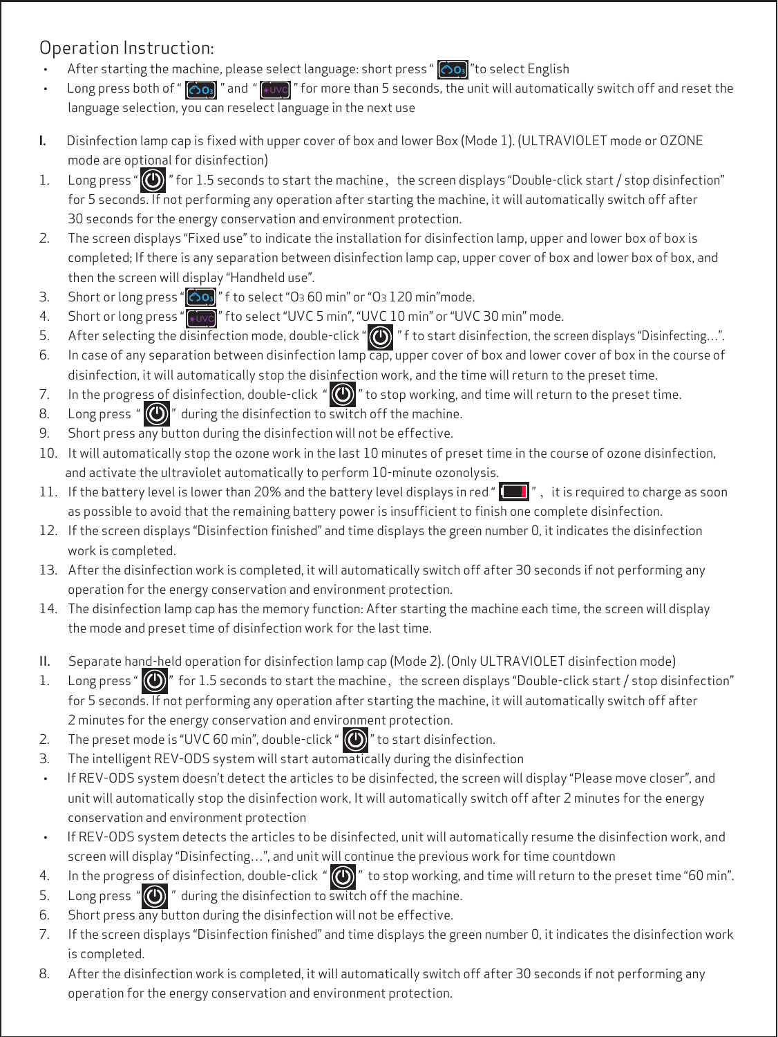# Operation Instruction:

- After starting the machine, please select language: short press " O3 "to select English
- Long press both of " O3 " and " UVC " for more than 5 seconds, the unit will automatically switch off and reset the language selection, you can reselect language in the next use

**I.** Disinfection lamp cap is fixed with upper cover of box and lower Box (Mode 1). (ULTRAVIOLET mode or OZONE mode are optional for disinfection)

1. Long press " ⏻ " for 1.5 seconds to start the machine, the screen displays "Double-click start / stop disinfection" for 5 seconds. If not performing any operation after starting the machine, it will automatically switch off after 30 seconds for the energy conservation and environment protection.
2. The screen displays "Fixed use" to indicate the installation for disinfection lamp, upper and lower box of box is completed; If there is any separation between disinfection lamp cap, upper cover of box and lower box of box, and then the screen will display "Handheld use".
3. Short or long press " O3 " f to select "$O_3$ 60 min" or "$O_3$ 120 min"mode.
4. Short or long press " UVC " fto select "UVC 5 min", "UVC 10 min" or "UVC 30 min" mode.
5. After selecting the disinfection mode, double-click " ⏻ " f to start disinfection, the screen displays "Disinfecting...".
6. In case of any separation between disinfection lamp cap, upper cover of box and lower cover of box in the course of disinfection, it will automatically stop the disinfection work, and the time will return to the preset time.
7. In the progress of disinfection, double-click " ⏻ " to stop working, and time will return to the preset time.
8. Long press " ⏻ " during the disinfection to switch off the machine.
9. Short press any button during the disinfection will not be effective.
10. It will automatically stop the ozone work in the last 10 minutes of preset time in the course of ozone disinfection, and activate the ultraviolet automatically to perform 10-minute ozonolysis.
11. If the battery level is lower than 20% and the battery level displays in red " ▭ ", it is required to charge as soon as possible to avoid that the remaining battery power is insufficient to finish one complete disinfection.
12. If the screen displays "Disinfection finished" and time displays the green number 0, it indicates the disinfection work is completed.
13. After the disinfection work is completed, it will automatically switch off after 30 seconds if not performing any operation for the energy conservation and environment protection.
14. The disinfection lamp cap has the memory function: After starting the machine each time, the screen will display the mode and preset time of disinfection work for the last time.

**II.** Separate hand-held operation for disinfection lamp cap (Mode 2). (Only ULTRAVIOLET disinfection mode)

1. Long press " ⏻ " for 1.5 seconds to start the machine, the screen displays "Double-click start / stop disinfection" for 5 seconds. If not performing any operation after starting the machine, it will automatically switch off after 2 minutes for the energy conservation and environment protection.
2. The preset mode is "UVC 60 min", double-click " ⏻ " to start disinfection.
3. The intelligent REV-ODS system will start automatically during the disinfection
   - If REV-ODS system doesn't detect the articles to be disinfected, the screen will display "Please move closer", and unit will automatically stop the disinfection work, It will automatically switch off after 2 minutes for the energy conservation and environment protection
   - If REV-ODS system detects the articles to be disinfected, unit will automatically resume the disinfection work, and screen will display "Disinfecting...", and unit will continue the previous work for time countdown
4. In the progress of disinfection, double-click " ⏻ " to stop working, and time will return to the preset time "60 min".
5. Long press " ⏻ " during the disinfection to switch off the machine.
6. Short press any button during the disinfection will not be effective.
7. If the screen displays "Disinfection finished" and time displays the green number 0, it indicates the disinfection work is completed.
8. After the disinfection work is completed, it will automatically switch off after 30 seconds if not performing any operation for the energy conservation and environment protection.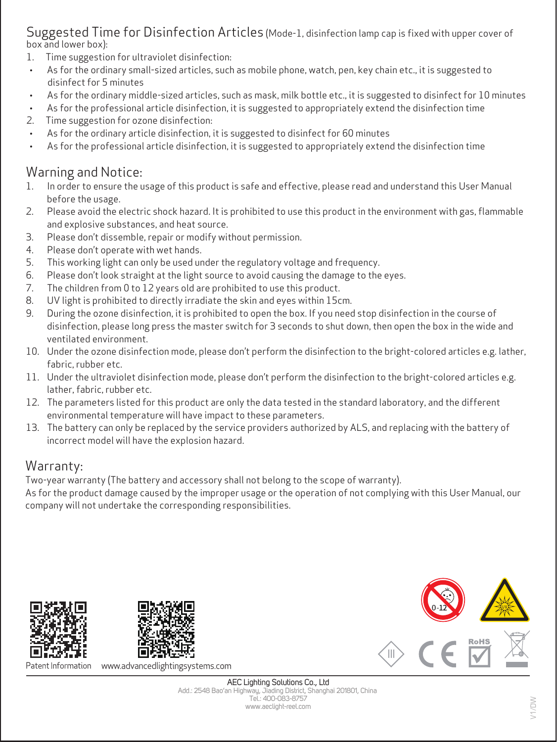## Suggested Time for Disinfection Articles (Mode-1, disinfection lamp cap is fixed with upper cover of box and lower box):

1. Time suggestion for ultraviolet disinfection:
   - As for the ordinary small-sized articles, such as mobile phone, watch, pen, key chain etc., it is suggested to disinfect for 5 minutes
   - As for the ordinary middle-sized articles, such as mask, milk bottle etc., it is suggested to disinfect for 10 minutes
   - As for the professional article disinfection, it is suggested to appropriately extend the disinfection time
2. Time suggestion for ozone disinfection:
   - As for the ordinary article disinfection, it is suggested to disinfect for 60 minutes
   - As for the professional article disinfection, it is suggested to appropriately extend the disinfection time

## Warning and Notice:

1. In order to ensure the usage of this product is safe and effective, please read and understand this User Manual before the usage.
2. Please avoid the electric shock hazard. It is prohibited to use this product in the environment with gas, flammable and explosive substances, and heat source.
3. Please don't dissemble, repair or modify without permission.
4. Please don't operate with wet hands.
5. This working light can only be used under the regulatory voltage and frequency.
6. Please don't look straight at the light source to avoid causing the damage to the eyes.
7. The children from 0 to 12 years old are prohibited to use this product.
8. UV light is prohibited to directly irradiate the skin and eyes within 15cm.
9. During the ozone disinfection, it is prohibited to open the box. If you need stop disinfection in the course of disinfection, please long press the master switch for 3 seconds to shut down, then open the box in the wide and ventilated environment.
10. Under the ozone disinfection mode, please don't perform the disinfection to the bright-colored articles e.g. lather, fabric, rubber etc.
11. Under the ultraviolet disinfection mode, please don't perform the disinfection to the bright-colored articles e.g. lather, fabric, rubber etc.
12. The parameters listed for this product are only the data tested in the standard laboratory, and the different environmental temperature will have impact to these parameters.
13. The battery can only be replaced by the service providers authorized by ALS, and replacing with the battery of incorrect model will have the explosion hazard.

## Warranty:

Two-year warranty (The battery and accessory shall not belong to the scope of warranty).
As for the product damage caused by the improper usage or the operation of not complying with this User Manual, our company will not undertake the corresponding responsibilities.

Patent Information

www.advancedlightingsystems.com

0-12

UV

RoHS

AEC Lighting Solutions Co., Ltd
Add.: 2548 Bao'an Highway, Jiading District, Shanghai 201801, China
Tel.: 400-083-8757
www.aeclight-reel.com

V1/DW